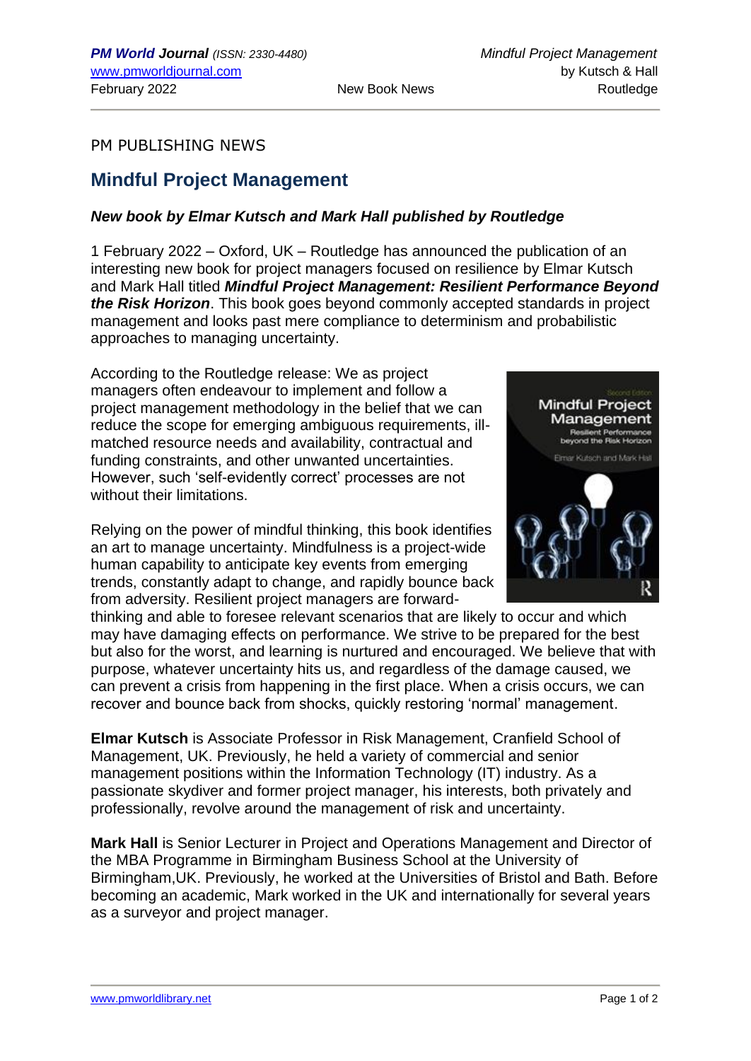PM PUBLISHING NEWS

# Mindful Project Management

***New book by Elmar Kutsch and Mark Hall published by Routledge***

1 February 2022 – Oxford, UK – Routledge has announced the publication of an interesting new book for project managers focused on resilience by Elmar Kutsch and Mark Hall titled ***Mindful Project Management: Resilient Performance Beyond the Risk Horizon***. This book goes beyond commonly accepted standards in project management and looks past mere compliance to determinism and probabilistic approaches to managing uncertainty.

According to the Routledge release: We as project managers often endeavour to implement and follow a project management methodology in the belief that we can reduce the scope for emerging ambiguous requirements, ill-matched resource needs and availability, contractual and funding constraints, and other unwanted uncertainties. However, such 'self-evidently correct' processes are not without their limitations.

Relying on the power of mindful thinking, this book identifies an art to manage uncertainty. Mindfulness is a project-wide human capability to anticipate key events from emerging trends, constantly adapt to change, and rapidly bounce back from adversity. Resilient project managers are forward-thinking and able to foresee relevant scenarios that are likely to occur and which may have damaging effects on performance. We strive to be prepared for the best but also for the worst, and learning is nurtured and encouraged. We believe that with purpose, whatever uncertainty hits us, and regardless of the damage caused, we can prevent a crisis from happening in the first place. When a crisis occurs, we can recover and bounce back from shocks, quickly restoring 'normal' management.

**Elmar Kutsch** is Associate Professor in Risk Management, Cranfield School of Management, UK. Previously, he held a variety of commercial and senior management positions within the Information Technology (IT) industry. As a passionate skydiver and former project manager, his interests, both privately and professionally, revolve around the management of risk and uncertainty.

**Mark Hall** is Senior Lecturer in Project and Operations Management and Director of the MBA Programme in Birmingham Business School at the University of Birmingham,UK. Previously, he worked at the Universities of Bristol and Bath. Before becoming an academic, Mark worked in the UK and internationally for several years as a surveyor and project manager.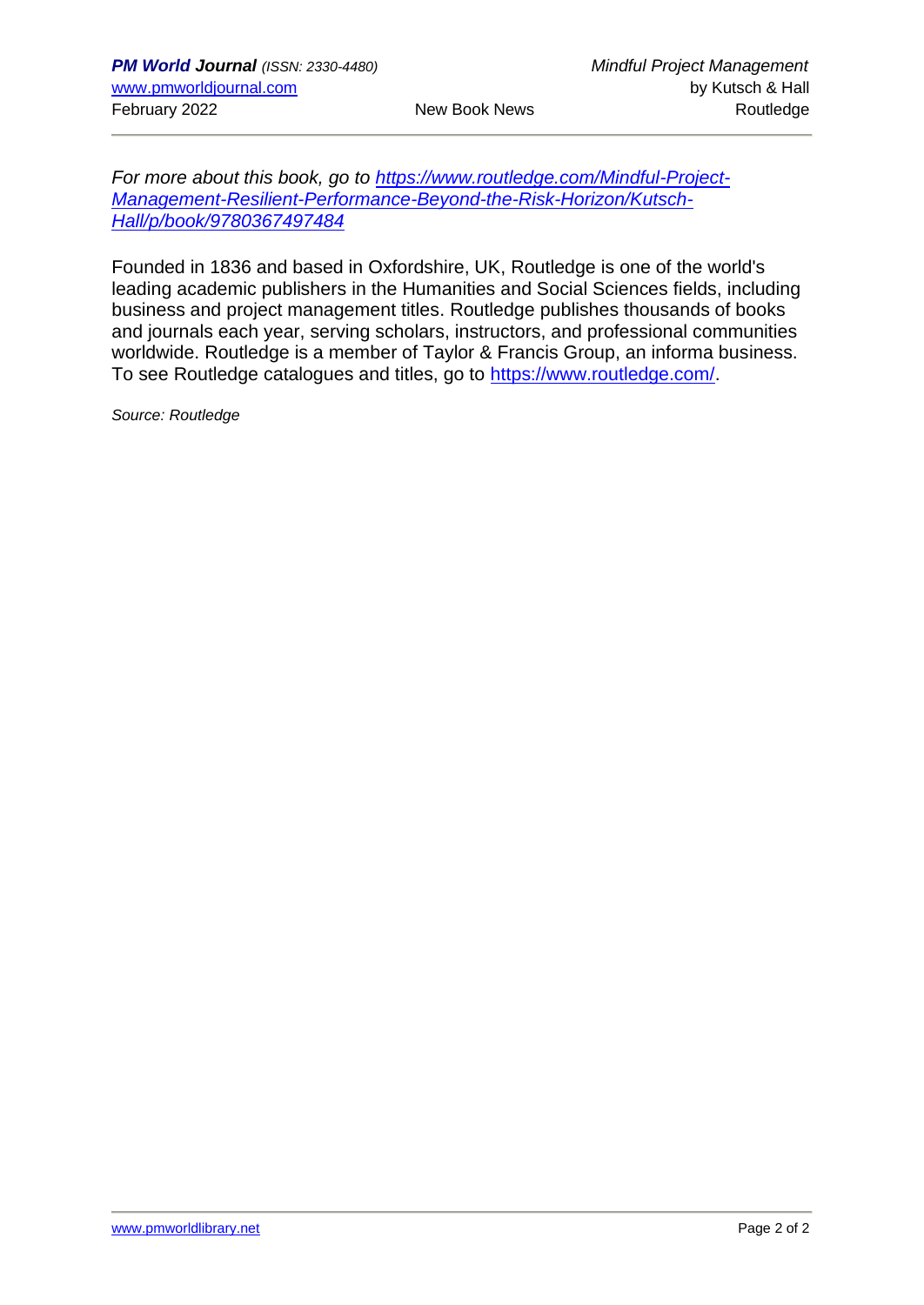*For more about this book, go to [https://www.routledge.com/Mindful-Project-Management-Resilient-Performance-Beyond-the-Risk-Horizon/Kutsch-Hall/p/book/9780367497484](https://www.routledge.com/Mindful-Project-Management-Resilient-Performance-Beyond-the-Risk-Horizon/Kutsch-Hall/p/book/9780367497484)*

Founded in 1836 and based in Oxfordshire, UK, Routledge is one of the world's leading academic publishers in the Humanities and Social Sciences fields, including business and project management titles. Routledge publishes thousands of books and journals each year, serving scholars, instructors, and professional communities worldwide. Routledge is a member of Taylor & Francis Group, an informa business. To see Routledge catalogues and titles, go to [https://www.routledge.com/](https://www.routledge.com/).

*Source: Routledge*